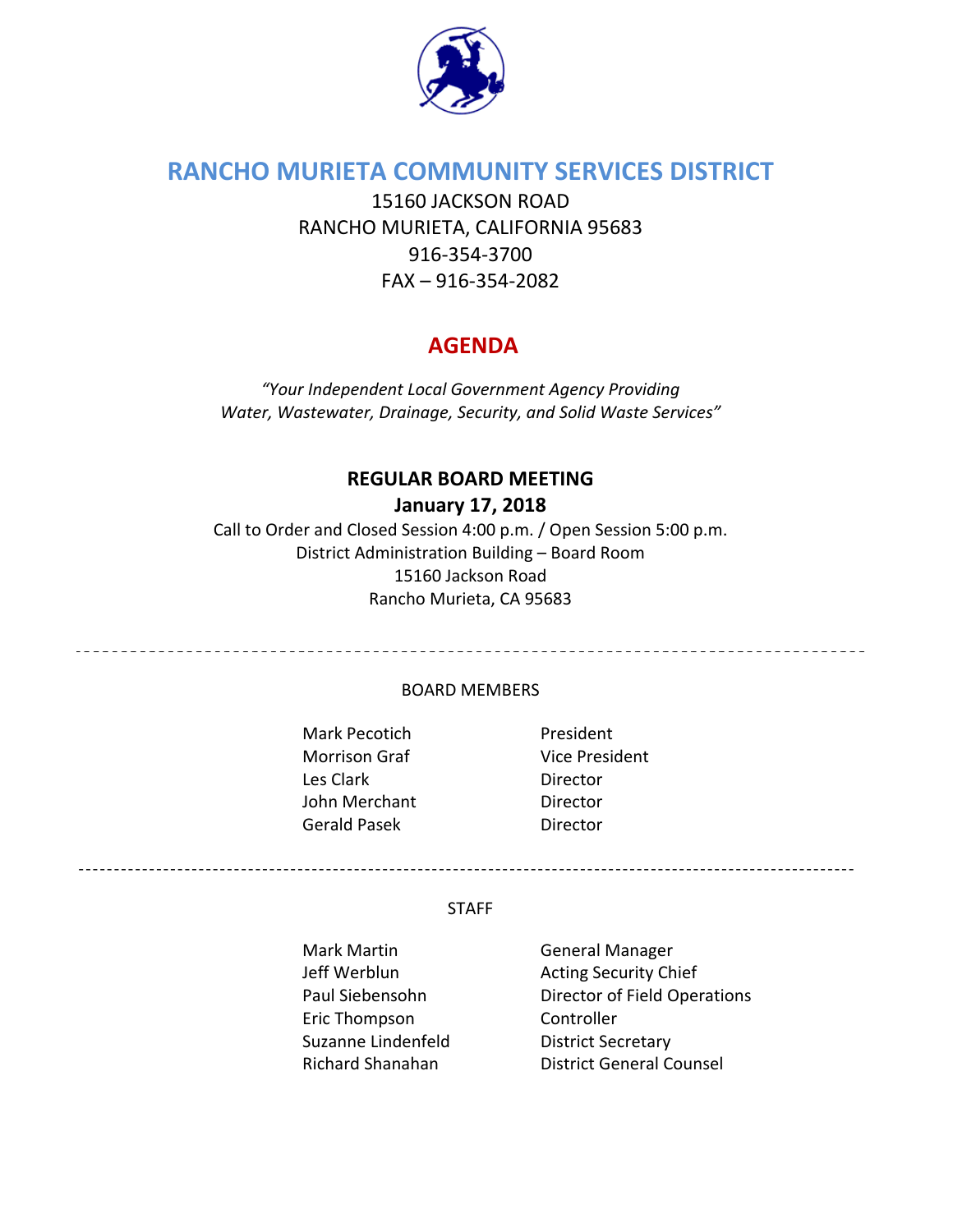# RANCHO MURIETA COMMUNITY SERVICES DISTRICT

15160 JACKSON ROAD
RANCHO MURIETA, CALIFORNIA 95683
916-354-3700
FAX – 916-354-2082

## AGENDA

*"Your Independent Local Government Agency Providing Water, Wastewater, Drainage, Security, and Solid Waste Services"*

**REGULAR BOARD MEETING**

**January 17, 2018**

Call to Order and Closed Session 4:00 p.m. / Open Session 5:00 p.m.
District Administration Building – Board Room
15160 Jackson Road
Rancho Murieta, CA 95683

---

BOARD MEMBERS

| | |
|---|---|
| Mark Pecotich | President |
| Morrison Graf | Vice President |
| Les Clark | Director |
| John Merchant | Director |
| Gerald Pasek | Director |

---

STAFF

| | |
|---|---|
| Mark Martin | General Manager |
| Jeff Werblun | Acting Security Chief |
| Paul Siebensohn | Director of Field Operations |
| Eric Thompson | Controller |
| Suzanne Lindenfeld | District Secretary |
| Richard Shanahan | District General Counsel |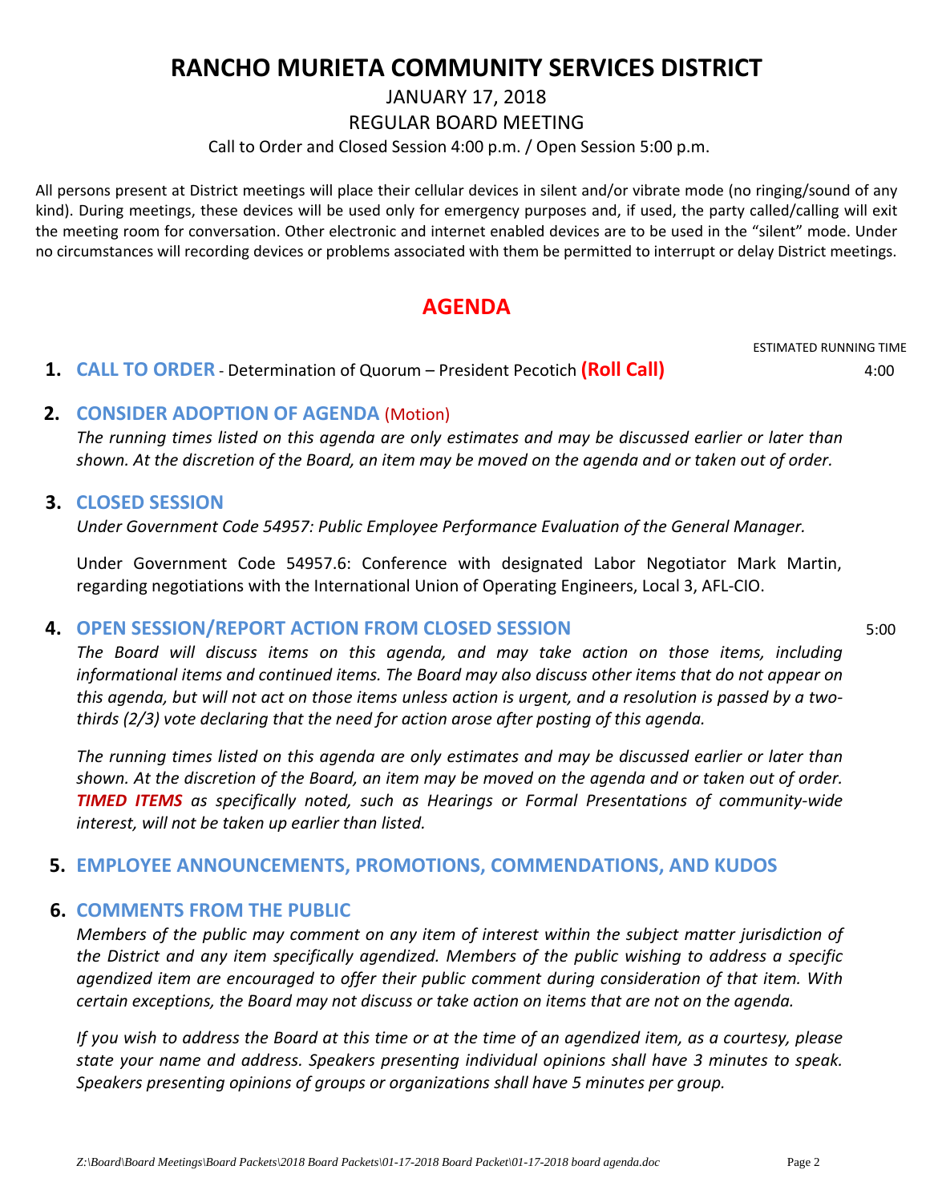# RANCHO MURIETA COMMUNITY SERVICES DISTRICT

JANUARY 17, 2018

REGULAR BOARD MEETING

Call to Order and Closed Session 4:00 p.m. / Open Session 5:00 p.m.

All persons present at District meetings will place their cellular devices in silent and/or vibrate mode (no ringing/sound of any kind). During meetings, these devices will be used only for emergency purposes and, if used, the party called/calling will exit the meeting room for conversation. Other electronic and internet enabled devices are to be used in the "silent" mode. Under no circumstances will recording devices or problems associated with them be permitted to interrupt or delay District meetings.

## AGENDA

ESTIMATED RUNNING TIME

**1. CALL TO ORDER** - Determination of Quorum – President Pecotich **(Roll Call)** — 4:00

**2. CONSIDER ADOPTION OF AGENDA** (Motion)

*The running times listed on this agenda are only estimates and may be discussed earlier or later than shown. At the discretion of the Board, an item may be moved on the agenda and or taken out of order.*

**3. CLOSED SESSION**

*Under Government Code 54957: Public Employee Performance Evaluation of the General Manager.*

Under Government Code 54957.6: Conference with designated Labor Negotiator Mark Martin, regarding negotiations with the International Union of Operating Engineers, Local 3, AFL-CIO.

**4. OPEN SESSION/REPORT ACTION FROM CLOSED SESSION** — 5:00

*The Board will discuss items on this agenda, and may take action on those items, including informational items and continued items. The Board may also discuss other items that do not appear on this agenda, but will not act on those items unless action is urgent, and a resolution is passed by a two-thirds (2/3) vote declaring that the need for action arose after posting of this agenda.*

*The running times listed on this agenda are only estimates and may be discussed earlier or later than shown. At the discretion of the Board, an item may be moved on the agenda and or taken out of order.* ***TIMED ITEMS*** *as specifically noted, such as Hearings or Formal Presentations of community-wide interest, will not be taken up earlier than listed.*

**5. EMPLOYEE ANNOUNCEMENTS, PROMOTIONS, COMMENDATIONS, AND KUDOS**

**6. COMMENTS FROM THE PUBLIC**

*Members of the public may comment on any item of interest within the subject matter jurisdiction of the District and any item specifically agendized. Members of the public wishing to address a specific agendized item are encouraged to offer their public comment during consideration of that item. With certain exceptions, the Board may not discuss or take action on items that are not on the agenda.*

*If you wish to address the Board at this time or at the time of an agendized item, as a courtesy, please state your name and address. Speakers presenting individual opinions shall have 3 minutes to speak. Speakers presenting opinions of groups or organizations shall have 5 minutes per group.*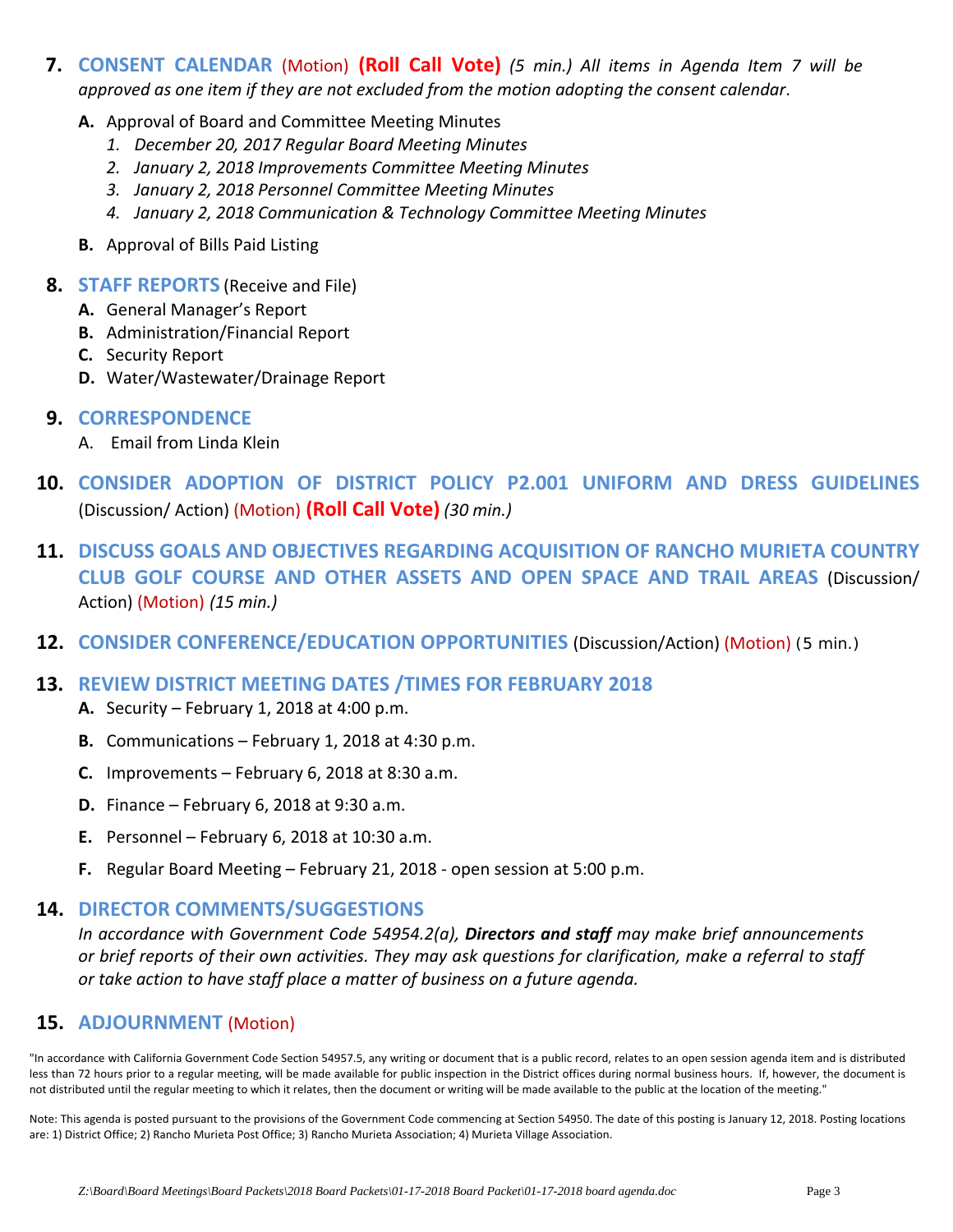7. **CONSENT CALENDAR** (Motion) **(Roll Call Vote)** *(5 min.) All items in Agenda Item 7 will be approved as one item if they are not excluded from the motion adopting the consent calendar*.

   **A.** Approval of Board and Committee Meeting Minutes
      1. *December 20, 2017 Regular Board Meeting Minutes*
      2. *January 2, 2018 Improvements Committee Meeting Minutes*
      3. *January 2, 2018 Personnel Committee Meeting Minutes*
      4. *January 2, 2018 Communication & Technology Committee Meeting Minutes*

   **B.** Approval of Bills Paid Listing

8. **STAFF REPORTS** (Receive and File)

   **A.** General Manager's Report
   **B.** Administration/Financial Report
   **C.** Security Report
   **D.** Water/Wastewater/Drainage Report

9. **CORRESPONDENCE**

   A. Email from Linda Klein

10. **CONSIDER ADOPTION OF DISTRICT POLICY P2.001 UNIFORM AND DRESS GUIDELINES** (Discussion/ Action) (Motion) **(Roll Call Vote)** *(30 min.)*

11. **DISCUSS GOALS AND OBJECTIVES REGARDING ACQUISITION OF RANCHO MURIETA COUNTRY CLUB GOLF COURSE AND OTHER ASSETS AND OPEN SPACE AND TRAIL AREAS** (Discussion/ Action) (Motion) *(15 min.)*

12. **CONSIDER CONFERENCE/EDUCATION OPPORTUNITIES** (Discussion/Action) (Motion) (5 min.)

13. **REVIEW DISTRICT MEETING DATES /TIMES FOR FEBRUARY 2018**

   **A.** Security – February 1, 2018 at 4:00 p.m.
   **B.** Communications – February 1, 2018 at 4:30 p.m.
   **C.** Improvements – February 6, 2018 at 8:30 a.m.
   **D.** Finance – February 6, 2018 at 9:30 a.m.
   **E.** Personnel – February 6, 2018 at 10:30 a.m.
   **F.** Regular Board Meeting – February 21, 2018 - open session at 5:00 p.m.

14. **DIRECTOR COMMENTS/SUGGESTIONS**

   *In accordance with Government Code 54954.2(a),* ***Directors and staff*** *may make brief announcements or brief reports of their own activities. They may ask questions for clarification, make a referral to staff or take action to have staff place a matter of business on a future agenda.*

15. **ADJOURNMENT** (Motion)

"In accordance with California Government Code Section 54957.5, any writing or document that is a public record, relates to an open session agenda item and is distributed less than 72 hours prior to a regular meeting, will be made available for public inspection in the District offices during normal business hours. If, however, the document is not distributed until the regular meeting to which it relates, then the document or writing will be made available to the public at the location of the meeting."

Note: This agenda is posted pursuant to the provisions of the Government Code commencing at Section 54950. The date of this posting is January 12, 2018. Posting locations are: 1) District Office; 2) Rancho Murieta Post Office; 3) Rancho Murieta Association; 4) Murieta Village Association.

*Z:\Board\Board Meetings\Board Packets\2018 Board Packets\01-17-2018 Board Packet\01-17-2018 board agenda.doc*